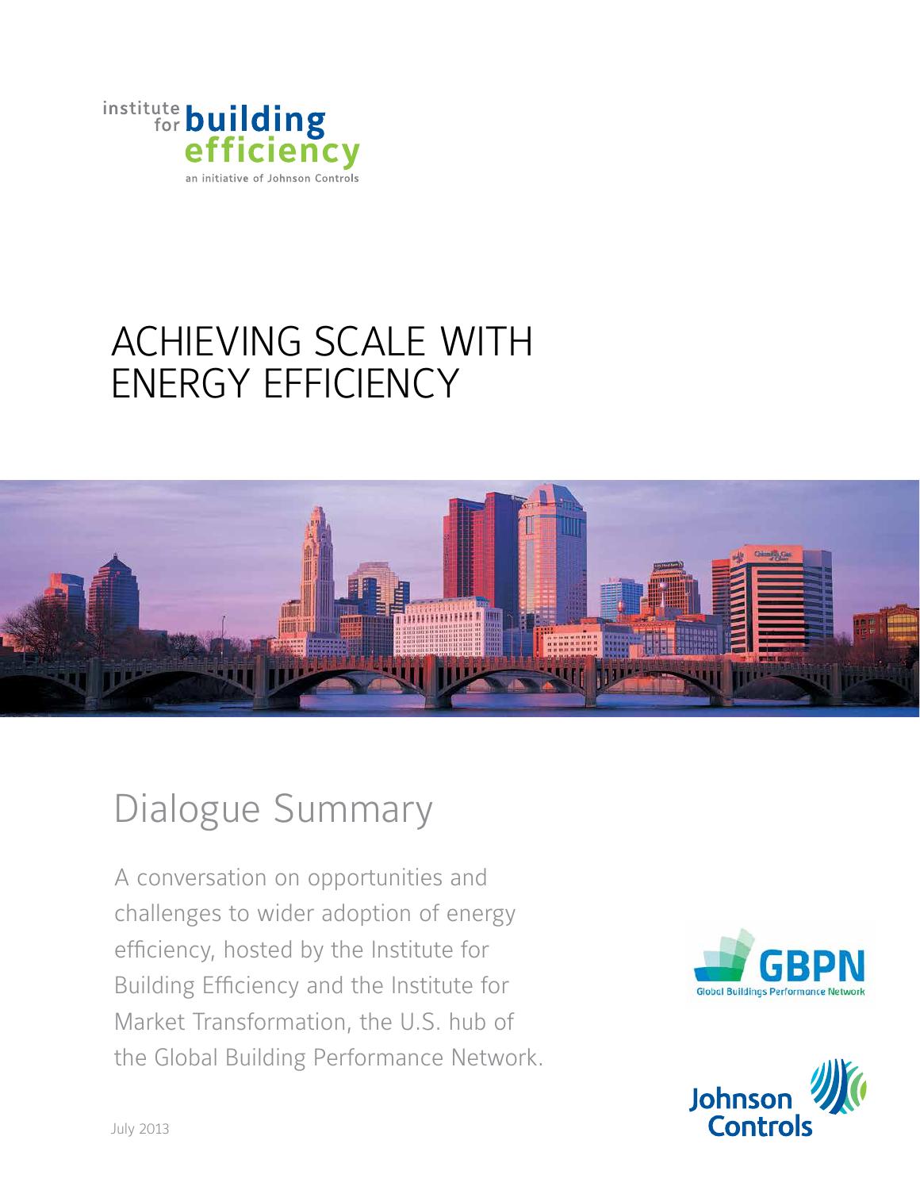institute for building efficiency

an initiative of Johnson Controls

# ACHIEVING SCALE WITH ENERGY EFFICIENCY

## Dialogue Summary

A conversation on opportunities and challenges to wider adoption of energy efficiency, hosted by the Institute for Building Efficiency and the Institute for Market Transformation, the U.S. hub of the Global Building Performance Network.

GBPN Global Buildings Performance Network

Johnson Controls

July 2013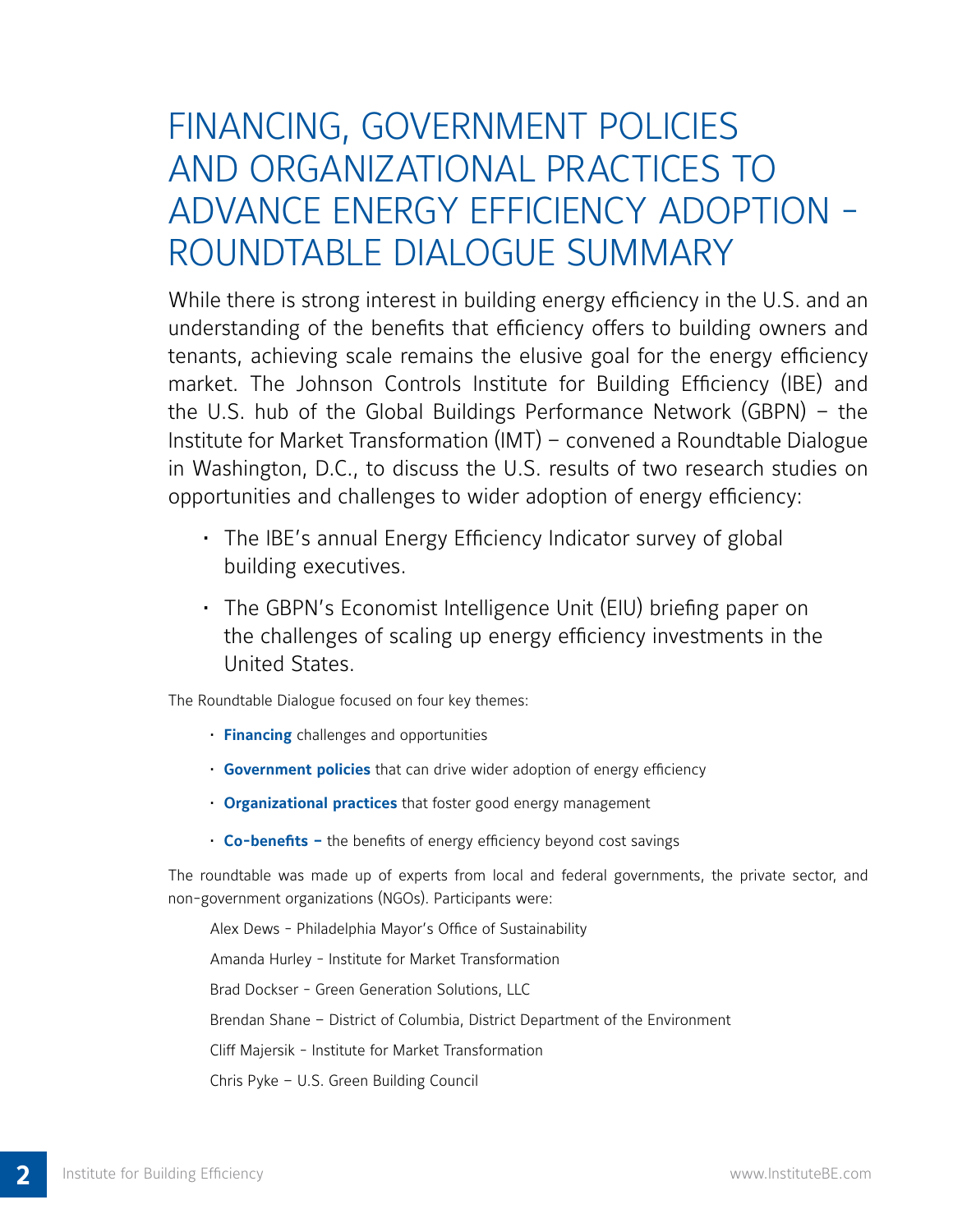# FINANCING, GOVERNMENT POLICIES AND ORGANIZATIONAL PRACTICES TO ADVANCE ENERGY EFFICIENCY ADOPTION – ROUNDTABLE DIALOGUE SUMMARY

While there is strong interest in building energy efficiency in the U.S. and an understanding of the benefits that efficiency offers to building owners and tenants, achieving scale remains the elusive goal for the energy efficiency market. The Johnson Controls Institute for Building Efficiency (IBE) and the U.S. hub of the Global Buildings Performance Network (GBPN) – the Institute for Market Transformation (IMT) – convened a Roundtable Dialogue in Washington, D.C., to discuss the U.S. results of two research studies on opportunities and challenges to wider adoption of energy efficiency:

- The IBE's annual Energy Efficiency Indicator survey of global building executives.
- The GBPN's Economist Intelligence Unit (EIU) briefing paper on the challenges of scaling up energy efficiency investments in the United States.

The Roundtable Dialogue focused on four key themes:

- **Financing** challenges and opportunities
- **Government policies** that can drive wider adoption of energy efficiency
- **Organizational practices** that foster good energy management
- **Co-benefits –** the benefits of energy efficiency beyond cost savings

The roundtable was made up of experts from local and federal governments, the private sector, and non-government organizations (NGOs). Participants were:

Alex Dews - Philadelphia Mayor's Office of Sustainability

Amanda Hurley - Institute for Market Transformation

Brad Dockser - Green Generation Solutions, LLC

Brendan Shane – District of Columbia, District Department of the Environment

Cliff Majersik - Institute for Market Transformation

Chris Pyke – U.S. Green Building Council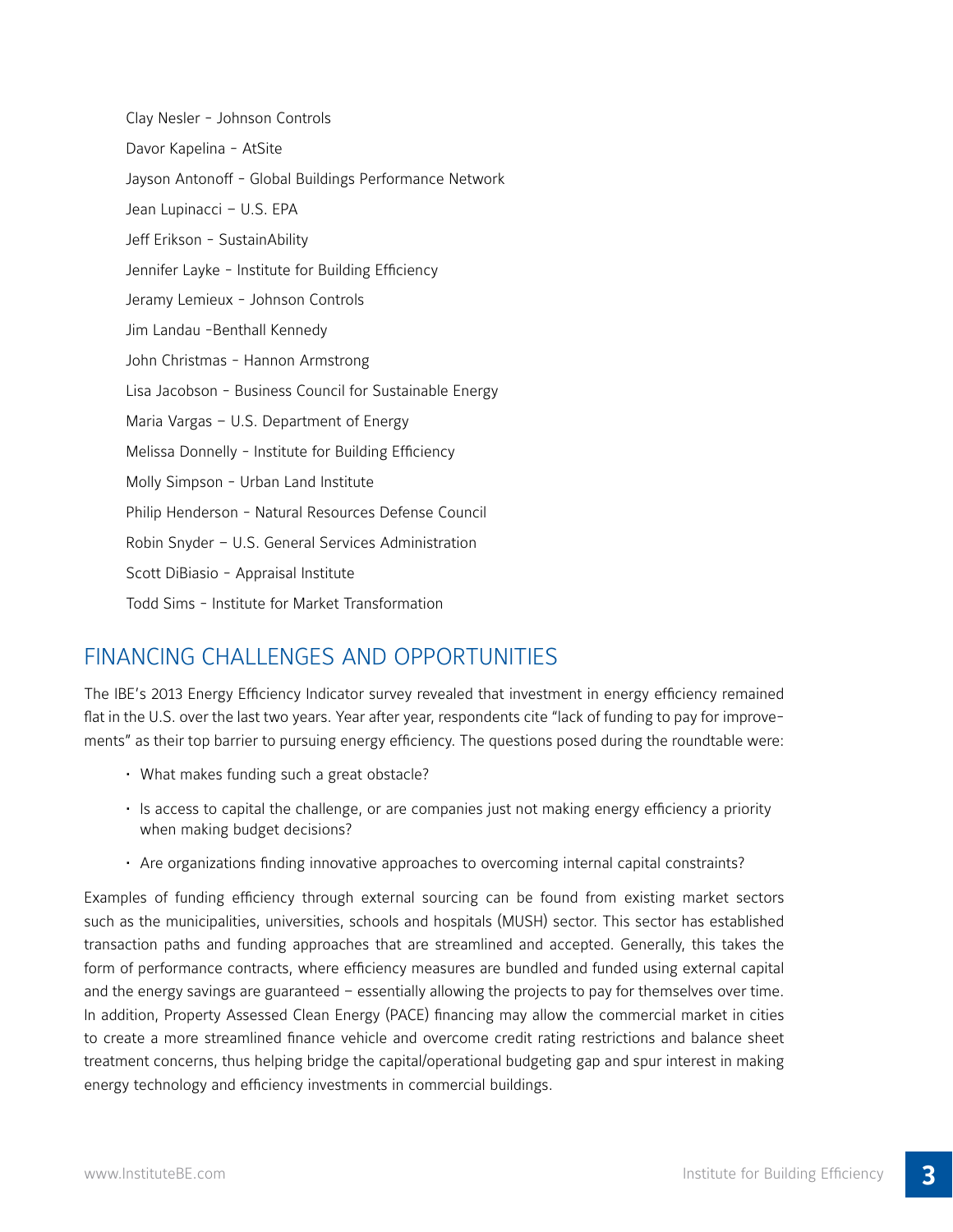Clay Nesler - Johnson Controls

Davor Kapelina - AtSite

Jayson Antonoff - Global Buildings Performance Network

Jean Lupinacci – U.S. EPA

Jeff Erikson - SustainAbility

Jennifer Layke - Institute for Building Efficiency

Jeramy Lemieux - Johnson Controls

Jim Landau -Benthall Kennedy

John Christmas - Hannon Armstrong

Lisa Jacobson - Business Council for Sustainable Energy

Maria Vargas – U.S. Department of Energy

Melissa Donnelly - Institute for Building Efficiency

Molly Simpson - Urban Land Institute

Philip Henderson - Natural Resources Defense Council

Robin Snyder – U.S. General Services Administration

Scott DiBiasio - Appraisal Institute

Todd Sims - Institute for Market Transformation

## FINANCING CHALLENGES AND OPPORTUNITIES

The IBE's 2013 Energy Efficiency Indicator survey revealed that investment in energy efficiency remained flat in the U.S. over the last two years. Year after year, respondents cite "lack of funding to pay for improvements" as their top barrier to pursuing energy efficiency. The questions posed during the roundtable were:

- What makes funding such a great obstacle?
- Is access to capital the challenge, or are companies just not making energy efficiency a priority when making budget decisions?
- Are organizations finding innovative approaches to overcoming internal capital constraints?

Examples of funding efficiency through external sourcing can be found from existing market sectors such as the municipalities, universities, schools and hospitals (MUSH) sector. This sector has established transaction paths and funding approaches that are streamlined and accepted. Generally, this takes the form of performance contracts, where efficiency measures are bundled and funded using external capital and the energy savings are guaranteed – essentially allowing the projects to pay for themselves over time. In addition, Property Assessed Clean Energy (PACE) financing may allow the commercial market in cities to create a more streamlined finance vehicle and overcome credit rating restrictions and balance sheet treatment concerns, thus helping bridge the capital/operational budgeting gap and spur interest in making energy technology and efficiency investments in commercial buildings.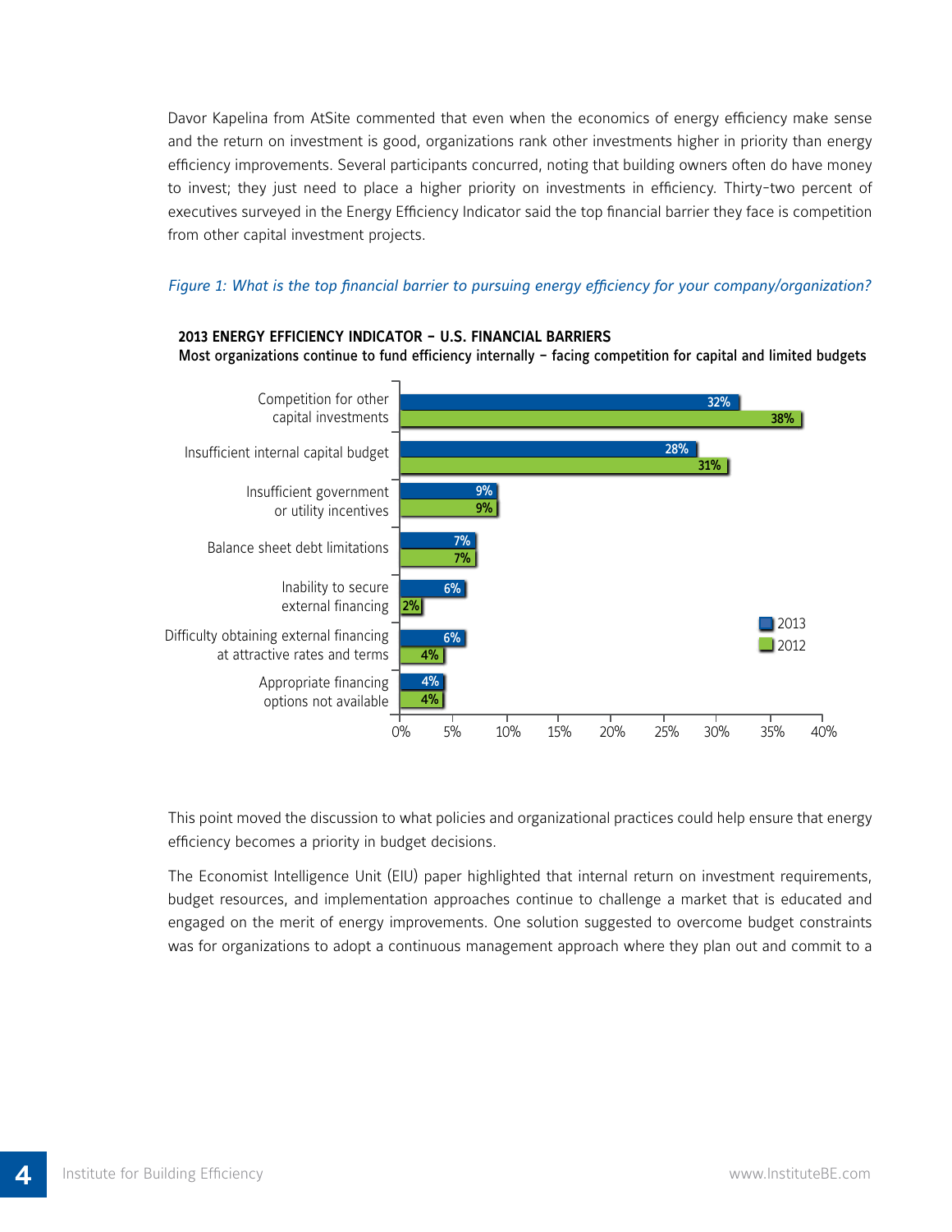Davor Kapelina from AtSite commented that even when the economics of energy efficiency make sense and the return on investment is good, organizations rank other investments higher in priority than energy efficiency improvements. Several participants concurred, noting that building owners often do have money to invest; they just need to place a higher priority on investments in efficiency. Thirty-two percent of executives surveyed in the Energy Efficiency Indicator said the top financial barrier they face is competition from other capital investment projects.

*Figure 1: What is the top financial barrier to pursuing energy efficiency for your company/organization?*

**2013 ENERGY EFFICIENCY INDICATOR – U.S. FINANCIAL BARRIERS**
**Most organizations continue to fund efficiency internally – facing competition for capital and limited budgets**

| Barrier | 2013 | 2012 |
|---|---|---|
| Competition for other capital investments | 32% | 38% |
| Insufficient internal capital budget | 28% | 31% |
| Insufficient government or utility incentives | 9% | 9% |
| Balance sheet debt limitations | 7% | 7% |
| Inability to secure external financing | 6% | 2% |
| Difficulty obtaining external financing at attractive rates and terms | 6% | 4% |
| Appropriate financing options not available | 4% | 4% |

This point moved the discussion to what policies and organizational practices could help ensure that energy efficiency becomes a priority in budget decisions.

The Economist Intelligence Unit (EIU) paper highlighted that internal return on investment requirements, budget resources, and implementation approaches continue to challenge a market that is educated and engaged on the merit of energy improvements. One solution suggested to overcome budget constraints was for organizations to adopt a continuous management approach where they plan out and commit to a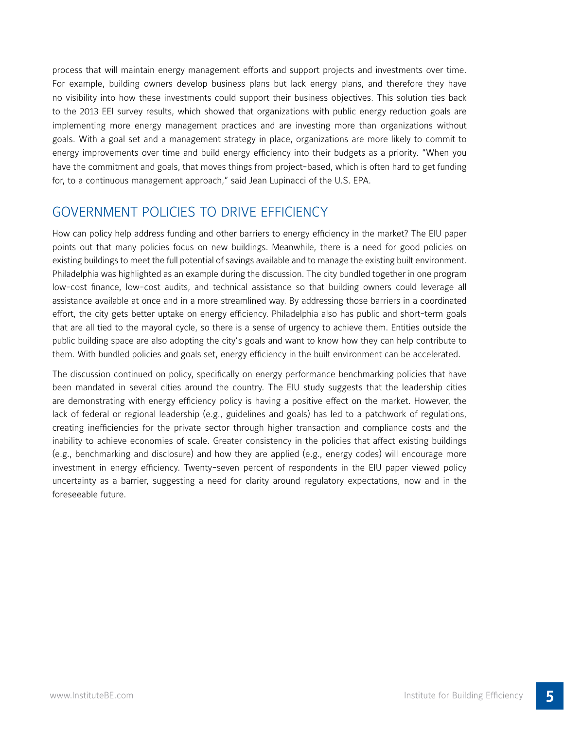process that will maintain energy management efforts and support projects and investments over time. For example, building owners develop business plans but lack energy plans, and therefore they have no visibility into how these investments could support their business objectives. This solution ties back to the 2013 EEI survey results, which showed that organizations with public energy reduction goals are implementing more energy management practices and are investing more than organizations without goals. With a goal set and a management strategy in place, organizations are more likely to commit to energy improvements over time and build energy efficiency into their budgets as a priority. "When you have the commitment and goals, that moves things from project-based, which is often hard to get funding for, to a continuous management approach," said Jean Lupinacci of the U.S. EPA.

## GOVERNMENT POLICIES TO DRIVE EFFICIENCY

How can policy help address funding and other barriers to energy efficiency in the market? The EIU paper points out that many policies focus on new buildings. Meanwhile, there is a need for good policies on existing buildings to meet the full potential of savings available and to manage the existing built environment. Philadelphia was highlighted as an example during the discussion. The city bundled together in one program low-cost finance, low-cost audits, and technical assistance so that building owners could leverage all assistance available at once and in a more streamlined way. By addressing those barriers in a coordinated effort, the city gets better uptake on energy efficiency. Philadelphia also has public and short-term goals that are all tied to the mayoral cycle, so there is a sense of urgency to achieve them. Entities outside the public building space are also adopting the city's goals and want to know how they can help contribute to them. With bundled policies and goals set, energy efficiency in the built environment can be accelerated.

The discussion continued on policy, specifically on energy performance benchmarking policies that have been mandated in several cities around the country. The EIU study suggests that the leadership cities are demonstrating with energy efficiency policy is having a positive effect on the market. However, the lack of federal or regional leadership (e.g., guidelines and goals) has led to a patchwork of regulations, creating inefficiencies for the private sector through higher transaction and compliance costs and the inability to achieve economies of scale. Greater consistency in the policies that affect existing buildings (e.g., benchmarking and disclosure) and how they are applied (e.g., energy codes) will encourage more investment in energy efficiency. Twenty-seven percent of respondents in the EIU paper viewed policy uncertainty as a barrier, suggesting a need for clarity around regulatory expectations, now and in the foreseeable future.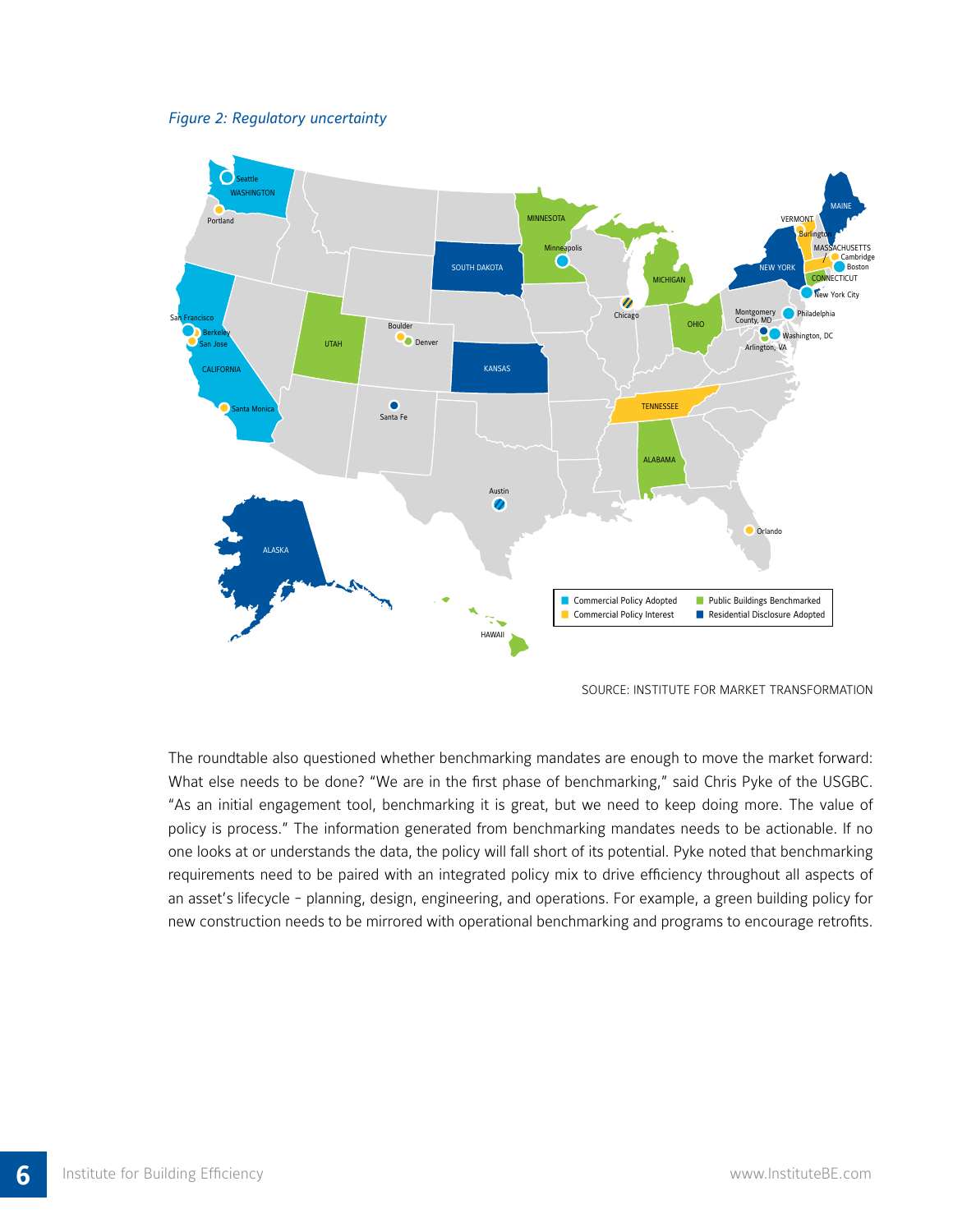*Figure 2: Regulatory uncertainty*

SOURCE: INSTITUTE FOR MARKET TRANSFORMATION

The roundtable also questioned whether benchmarking mandates are enough to move the market forward: What else needs to be done? "We are in the first phase of benchmarking," said Chris Pyke of the USGBC. "As an initial engagement tool, benchmarking it is great, but we need to keep doing more. The value of policy is process." The information generated from benchmarking mandates needs to be actionable. If no one looks at or understands the data, the policy will fall short of its potential. Pyke noted that benchmarking requirements need to be paired with an integrated policy mix to drive efficiency throughout all aspects of an asset's lifecycle – planning, design, engineering, and operations. For example, a green building policy for new construction needs to be mirrored with operational benchmarking and programs to encourage retrofits.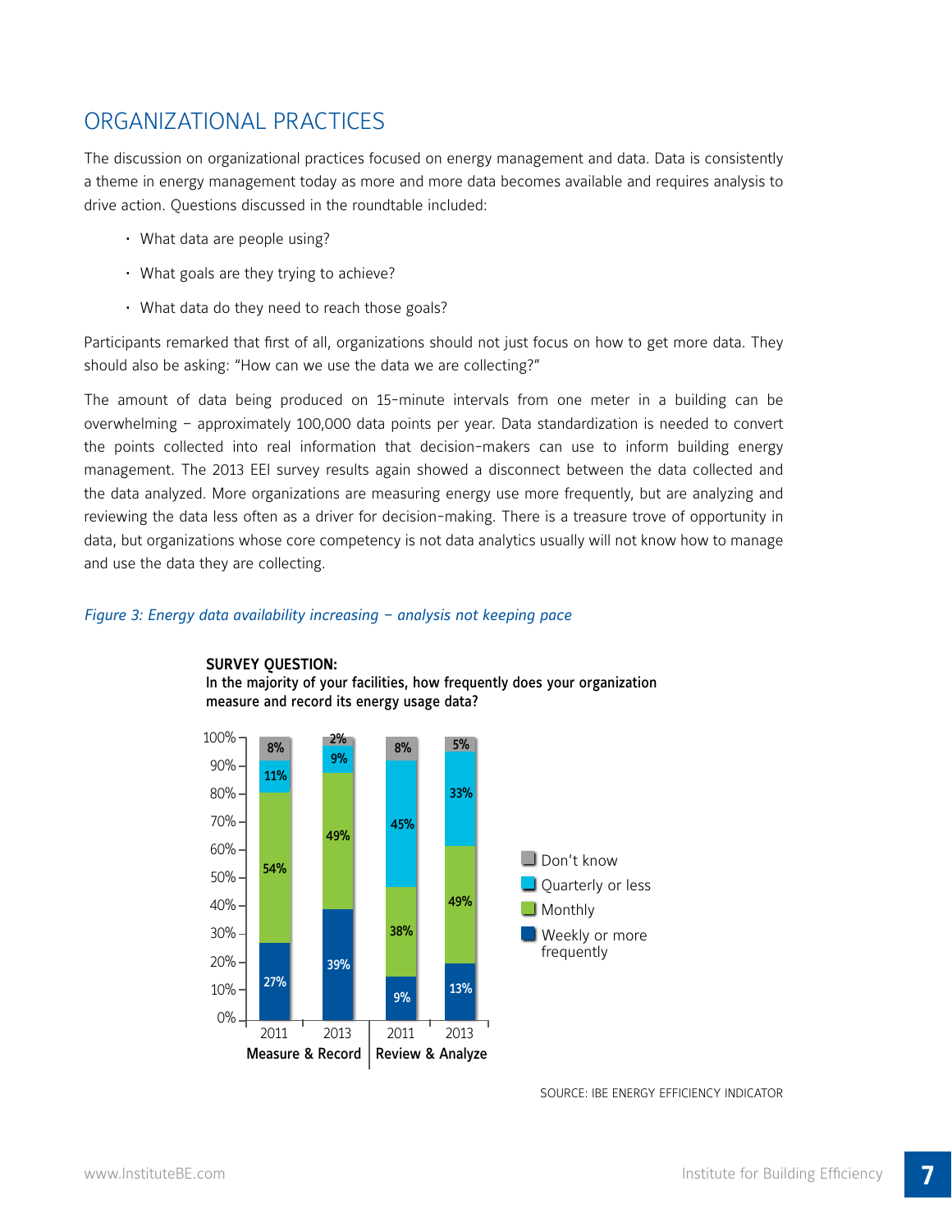## ORGANIZATIONAL PRACTICES

The discussion on organizational practices focused on energy management and data. Data is consistently a theme in energy management today as more and more data becomes available and requires analysis to drive action. Questions discussed in the roundtable included:

- What data are people using?
- What goals are they trying to achieve?
- What data do they need to reach those goals?

Participants remarked that first of all, organizations should not just focus on how to get more data. They should also be asking: "How can we use the data we are collecting?"

The amount of data being produced on 15-minute intervals from one meter in a building can be overwhelming – approximately 100,000 data points per year. Data standardization is needed to convert the points collected into real information that decision-makers can use to inform building energy management. The 2013 EEI survey results again showed a disconnect between the data collected and the data analyzed. More organizations are measuring energy use more frequently, but are analyzing and reviewing the data less often as a driver for decision-making. There is a treasure trove of opportunity in data, but organizations whose core competency is not data analytics usually will not know how to manage and use the data they are collecting.

*Figure 3: Energy data availability increasing – analysis not keeping pace*

**SURVEY QUESTION:**
**In the majority of your facilities, how frequently does your organization measure and record its energy usage data?**

| | Measure & Record 2011 | Measure & Record 2013 | Review & Analyze 2011 | Review & Analyze 2013 |
|---|---|---|---|---|
| Don't know | 8% | 2% | 8% | 5% |
| Quarterly or less | 11% | 9% | 45% | 33% |
| Monthly | 54% | 49% | 38% | 49% |
| Weekly or more frequently | 27% | 39% | 9% | 13% |

SOURCE: IBE ENERGY EFFICIENCY INDICATOR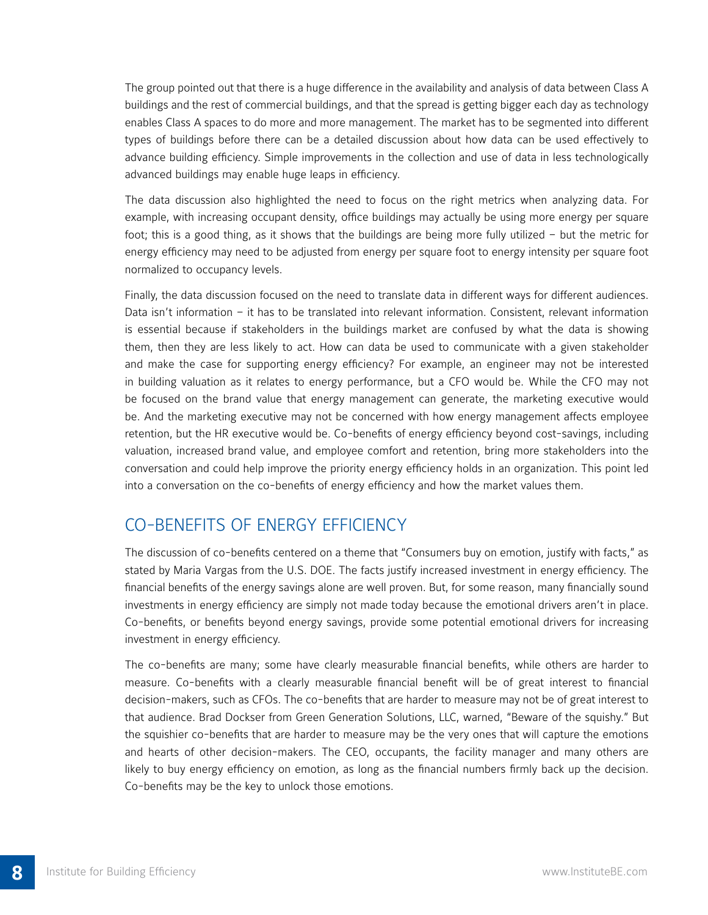The group pointed out that there is a huge difference in the availability and analysis of data between Class A buildings and the rest of commercial buildings, and that the spread is getting bigger each day as technology enables Class A spaces to do more and more management. The market has to be segmented into different types of buildings before there can be a detailed discussion about how data can be used effectively to advance building efficiency. Simple improvements in the collection and use of data in less technologically advanced buildings may enable huge leaps in efficiency.

The data discussion also highlighted the need to focus on the right metrics when analyzing data. For example, with increasing occupant density, office buildings may actually be using more energy per square foot; this is a good thing, as it shows that the buildings are being more fully utilized – but the metric for energy efficiency may need to be adjusted from energy per square foot to energy intensity per square foot normalized to occupancy levels.

Finally, the data discussion focused on the need to translate data in different ways for different audiences. Data isn't information – it has to be translated into relevant information. Consistent, relevant information is essential because if stakeholders in the buildings market are confused by what the data is showing them, then they are less likely to act. How can data be used to communicate with a given stakeholder and make the case for supporting energy efficiency? For example, an engineer may not be interested in building valuation as it relates to energy performance, but a CFO would be. While the CFO may not be focused on the brand value that energy management can generate, the marketing executive would be. And the marketing executive may not be concerned with how energy management affects employee retention, but the HR executive would be. Co-benefits of energy efficiency beyond cost-savings, including valuation, increased brand value, and employee comfort and retention, bring more stakeholders into the conversation and could help improve the priority energy efficiency holds in an organization. This point led into a conversation on the co-benefits of energy efficiency and how the market values them.

## CO-BENEFITS OF ENERGY EFFICIENCY

The discussion of co-benefits centered on a theme that "Consumers buy on emotion, justify with facts," as stated by Maria Vargas from the U.S. DOE. The facts justify increased investment in energy efficiency. The financial benefits of the energy savings alone are well proven. But, for some reason, many financially sound investments in energy efficiency are simply not made today because the emotional drivers aren't in place. Co-benefits, or benefits beyond energy savings, provide some potential emotional drivers for increasing investment in energy efficiency.

The co-benefits are many; some have clearly measurable financial benefits, while others are harder to measure. Co-benefits with a clearly measurable financial benefit will be of great interest to financial decision-makers, such as CFOs. The co-benefits that are harder to measure may not be of great interest to that audience. Brad Dockser from Green Generation Solutions, LLC, warned, "Beware of the squishy." But the squishier co-benefits that are harder to measure may be the very ones that will capture the emotions and hearts of other decision-makers. The CEO, occupants, the facility manager and many others are likely to buy energy efficiency on emotion, as long as the financial numbers firmly back up the decision. Co-benefits may be the key to unlock those emotions.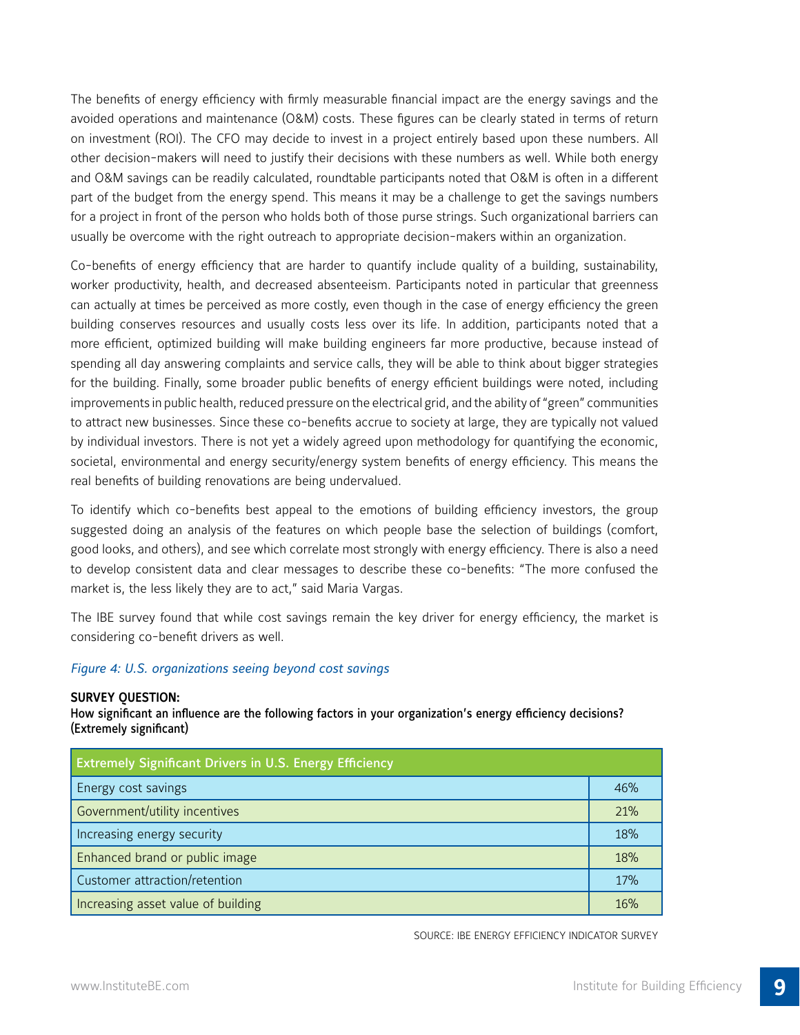The benefits of energy efficiency with firmly measurable financial impact are the energy savings and the avoided operations and maintenance (O&M) costs. These figures can be clearly stated in terms of return on investment (ROI). The CFO may decide to invest in a project entirely based upon these numbers. All other decision-makers will need to justify their decisions with these numbers as well. While both energy and O&M savings can be readily calculated, roundtable participants noted that O&M is often in a different part of the budget from the energy spend. This means it may be a challenge to get the savings numbers for a project in front of the person who holds both of those purse strings. Such organizational barriers can usually be overcome with the right outreach to appropriate decision-makers within an organization.

Co-benefits of energy efficiency that are harder to quantify include quality of a building, sustainability, worker productivity, health, and decreased absenteeism. Participants noted in particular that greenness can actually at times be perceived as more costly, even though in the case of energy efficiency the green building conserves resources and usually costs less over its life. In addition, participants noted that a more efficient, optimized building will make building engineers far more productive, because instead of spending all day answering complaints and service calls, they will be able to think about bigger strategies for the building. Finally, some broader public benefits of energy efficient buildings were noted, including improvements in public health, reduced pressure on the electrical grid, and the ability of "green" communities to attract new businesses. Since these co-benefits accrue to society at large, they are typically not valued by individual investors. There is not yet a widely agreed upon methodology for quantifying the economic, societal, environmental and energy security/energy system benefits of energy efficiency. This means the real benefits of building renovations are being undervalued.

To identify which co-benefits best appeal to the emotions of building efficiency investors, the group suggested doing an analysis of the features on which people base the selection of buildings (comfort, good looks, and others), and see which correlate most strongly with energy efficiency. There is also a need to develop consistent data and clear messages to describe these co-benefits: "The more confused the market is, the less likely they are to act," said Maria Vargas.

The IBE survey found that while cost savings remain the key driver for energy efficiency, the market is considering co-benefit drivers as well.

*Figure 4: U.S. organizations seeing beyond cost savings*

**SURVEY QUESTION:**
**How significant an influence are the following factors in your organization's energy efficiency decisions? (Extremely significant)**

| Extremely Significant Drivers in U.S. Energy Efficiency | |
| --- | --- |
| Energy cost savings | 46% |
| Government/utility incentives | 21% |
| Increasing energy security | 18% |
| Enhanced brand or public image | 18% |
| Customer attraction/retention | 17% |
| Increasing asset value of building | 16% |

SOURCE: IBE ENERGY EFFICIENCY INDICATOR SURVEY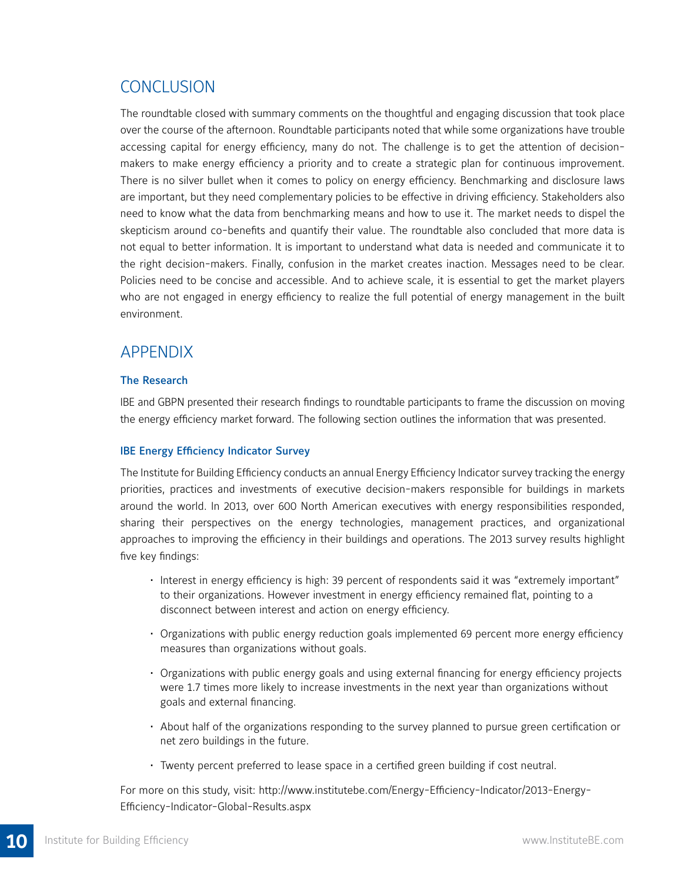## CONCLUSION

The roundtable closed with summary comments on the thoughtful and engaging discussion that took place over the course of the afternoon. Roundtable participants noted that while some organizations have trouble accessing capital for energy efficiency, many do not. The challenge is to get the attention of decision-makers to make energy efficiency a priority and to create a strategic plan for continuous improvement. There is no silver bullet when it comes to policy on energy efficiency. Benchmarking and disclosure laws are important, but they need complementary policies to be effective in driving efficiency. Stakeholders also need to know what the data from benchmarking means and how to use it. The market needs to dispel the skepticism around co-benefits and quantify their value. The roundtable also concluded that more data is not equal to better information. It is important to understand what data is needed and communicate it to the right decision-makers. Finally, confusion in the market creates inaction. Messages need to be clear. Policies need to be concise and accessible. And to achieve scale, it is essential to get the market players who are not engaged in energy efficiency to realize the full potential of energy management in the built environment.

## APPENDIX

### The Research

IBE and GBPN presented their research findings to roundtable participants to frame the discussion on moving the energy efficiency market forward. The following section outlines the information that was presented.

### IBE Energy Efficiency Indicator Survey

The Institute for Building Efficiency conducts an annual Energy Efficiency Indicator survey tracking the energy priorities, practices and investments of executive decision-makers responsible for buildings in markets around the world. In 2013, over 600 North American executives with energy responsibilities responded, sharing their perspectives on the energy technologies, management practices, and organizational approaches to improving the efficiency in their buildings and operations. The 2013 survey results highlight five key findings:

- Interest in energy efficiency is high: 39 percent of respondents said it was "extremely important" to their organizations. However investment in energy efficiency remained flat, pointing to a disconnect between interest and action on energy efficiency.
- Organizations with public energy reduction goals implemented 69 percent more energy efficiency measures than organizations without goals.
- Organizations with public energy goals and using external financing for energy efficiency projects were 1.7 times more likely to increase investments in the next year than organizations without goals and external financing.
- About half of the organizations responding to the survey planned to pursue green certification or net zero buildings in the future.
- Twenty percent preferred to lease space in a certified green building if cost neutral.

For more on this study, visit: http://www.institutebe.com/Energy-Efficiency-Indicator/2013-Energy-Efficiency-Indicator-Global-Results.aspx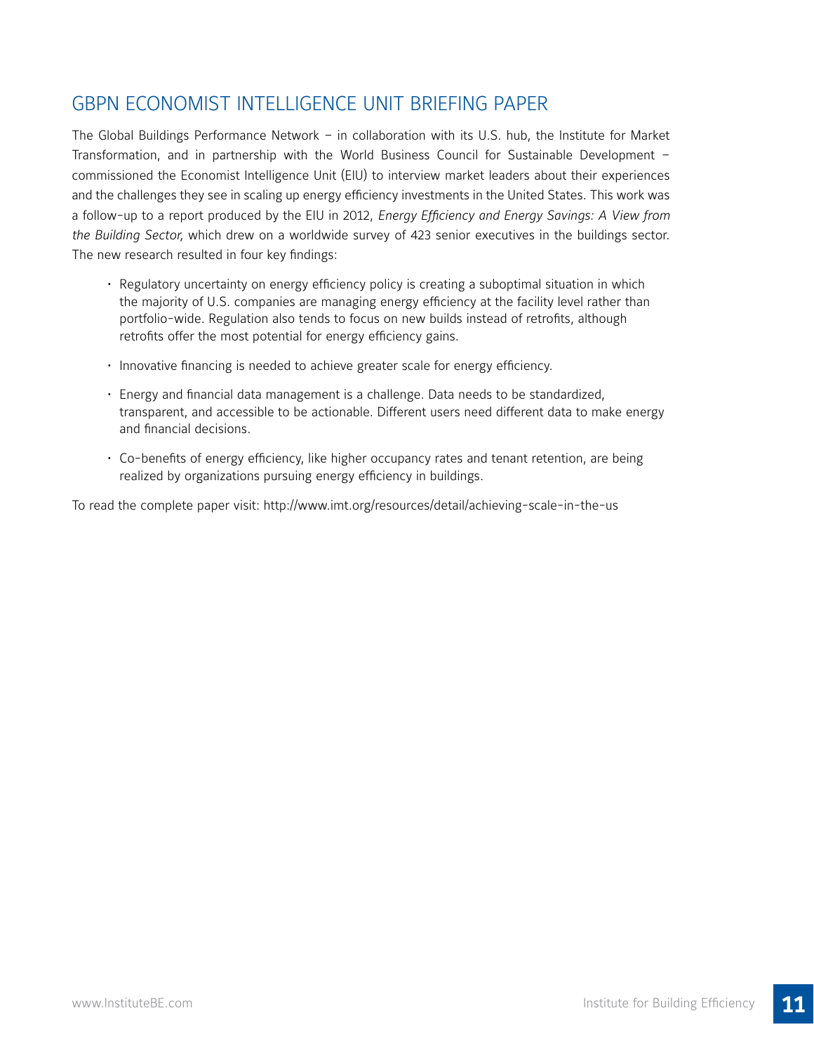## GBPN ECONOMIST INTELLIGENCE UNIT BRIEFING PAPER

The Global Buildings Performance Network – in collaboration with its U.S. hub, the Institute for Market Transformation, and in partnership with the World Business Council for Sustainable Development – commissioned the Economist Intelligence Unit (EIU) to interview market leaders about their experiences and the challenges they see in scaling up energy efficiency investments in the United States. This work was a follow-up to a report produced by the EIU in 2012, *Energy Efficiency and Energy Savings: A View from the Building Sector,* which drew on a worldwide survey of 423 senior executives in the buildings sector. The new research resulted in four key findings:

- Regulatory uncertainty on energy efficiency policy is creating a suboptimal situation in which the majority of U.S. companies are managing energy efficiency at the facility level rather than portfolio-wide. Regulation also tends to focus on new builds instead of retrofits, although retrofits offer the most potential for energy efficiency gains.
- Innovative financing is needed to achieve greater scale for energy efficiency.
- Energy and financial data management is a challenge. Data needs to be standardized, transparent, and accessible to be actionable. Different users need different data to make energy and financial decisions.
- Co-benefits of energy efficiency, like higher occupancy rates and tenant retention, are being realized by organizations pursuing energy efficiency in buildings.

To read the complete paper visit: http://www.imt.org/resources/detail/achieving-scale-in-the-us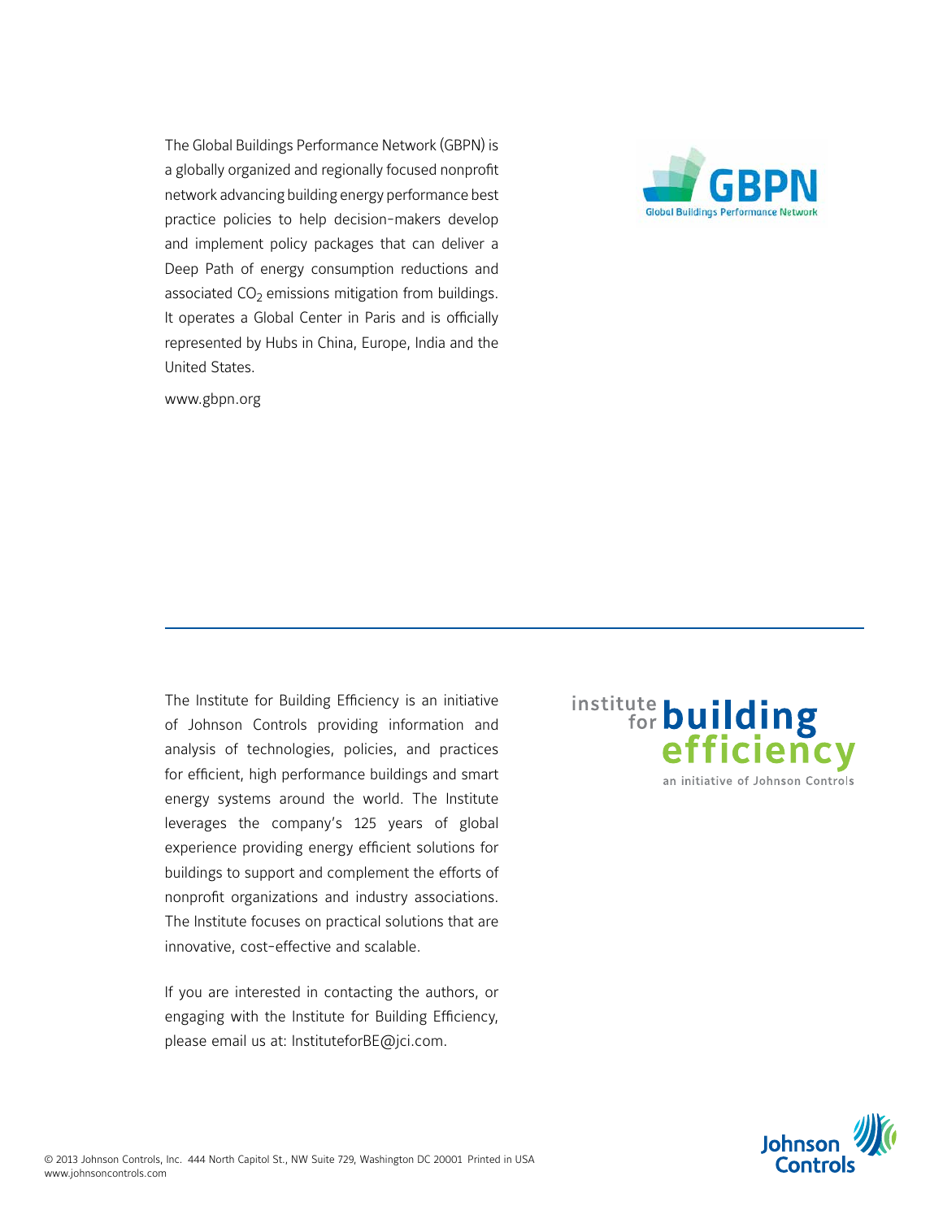The Global Buildings Performance Network (GBPN) is a globally organized and regionally focused nonprofit network advancing building energy performance best practice policies to help decision-makers develop and implement policy packages that can deliver a Deep Path of energy consumption reductions and associated $CO_2$ emissions mitigation from buildings. It operates a Global Center in Paris and is officially represented by Hubs in China, Europe, India and the United States.

www.gbpn.org

GBPN
Global Buildings Performance Network

---

The Institute for Building Efficiency is an initiative of Johnson Controls providing information and analysis of technologies, policies, and practices for efficient, high performance buildings and smart energy systems around the world. The Institute leverages the company's 125 years of global experience providing energy efficient solutions for buildings to support and complement the efforts of nonprofit organizations and industry associations. The Institute focuses on practical solutions that are innovative, cost-effective and scalable.

If you are interested in contacting the authors, or engaging with the Institute for Building Efficiency, please email us at: InstituteforBE@jci.com.

institute for building efficiency
an initiative of Johnson Controls

Johnson Controls

© 2013 Johnson Controls, Inc. 444 North Capitol St., NW Suite 729, Washington DC 20001 Printed in USA
www.johnsoncontrols.com